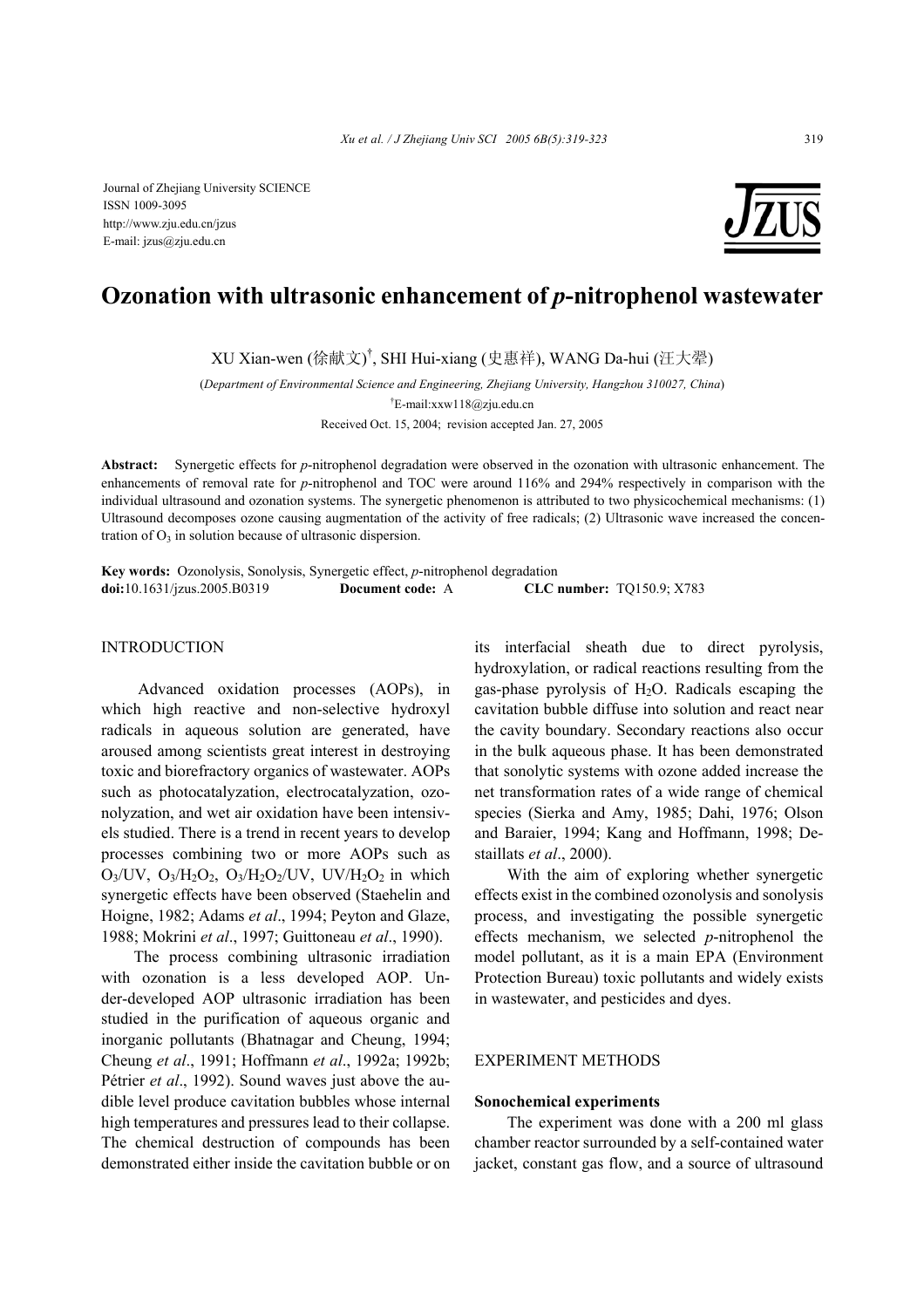Journal of Zhejiang University SCIENCE
ISSN 1009-3095
http://www.zju.edu.cn/jzus
E-mail: jzus@zju.edu.cn

# Ozonation with ultrasonic enhancement of *p*-nitrophenol wastewater

XU Xian-wen (徐献文)[†], SHI Hui-xiang (史惠祥), WANG Da-hui (汪大翚)

(*Department of Environmental Science and Engineering, Zhejiang University, Hangzhou 310027, China*)

[†]E-mail:xxw118@zju.edu.cn

Received Oct. 15, 2004; revision accepted Jan. 27, 2005

**Abstract:** Synergetic effects for *p*-nitrophenol degradation were observed in the ozonation with ultrasonic enhancement. The enhancements of removal rate for *p*-nitrophenol and TOC were around 116% and 294% respectively in comparison with the individual ultrasound and ozonation systems. The synergetic phenomenon is attributed to two physicochemical mechanisms: (1) Ultrasound decomposes ozone causing augmentation of the activity of free radicals; (2) Ultrasonic wave increased the concentration of $O_3$ in solution because of ultrasonic dispersion.

**Key words:** Ozonolysis, Sonolysis, Synergetic effect, *p*-nitrophenol degradation
**doi:**10.1631/jzus.2005.B0319 **Document code:** A **CLC number:** TQ150.9; X783

## INTRODUCTION

Advanced oxidation processes (AOPs), in which high reactive and non-selective hydroxyl radicals in aqueous solution are generated, have aroused among scientists great interest in destroying toxic and biorefractory organics of wastewater. AOPs such as photocatalyzation, electrocatalyzation, ozonolyzation, and wet air oxidation have been intensivels studied. There is a trend in recent years to develop processes combining two or more AOPs such as $O_3$/UV, $O_3$/$H_2O_2$, $O_3$/$H_2O_2$/UV, UV/$H_2O_2$ in which synergetic effects have been observed (Staehelin and Hoigne, 1982; Adams *et al*., 1994; Peyton and Glaze, 1988; Mokrini *et al*., 1997; Guittoneau *et al*., 1990).

The process combining ultrasonic irradiation with ozonation is a less developed AOP. Under-developed AOP ultrasonic irradiation has been studied in the purification of aqueous organic and inorganic pollutants (Bhatnagar and Cheung, 1994; Cheung *et al*., 1991; Hoffmann *et al*., 1992a; 1992b; Pétrier *et al*., 1992). Sound waves just above the audible level produce cavitation bubbles whose internal high temperatures and pressures lead to their collapse. The chemical destruction of compounds has been demonstrated either inside the cavitation bubble or on its interfacial sheath due to direct pyrolysis, hydroxylation, or radical reactions resulting from the gas-phase pyrolysis of $H_2O$. Radicals escaping the cavitation bubble diffuse into solution and react near the cavity boundary. Secondary reactions also occur in the bulk aqueous phase. It has been demonstrated that sonolytic systems with ozone added increase the net transformation rates of a wide range of chemical species (Sierka and Amy, 1985; Dahi, 1976; Olson and Baraier, 1994; Kang and Hoffmann, 1998; Destaillats *et al*., 2000).

With the aim of exploring whether synergetic effects exist in the combined ozonolysis and sonolysis process, and investigating the possible synergetic effects mechanism, we selected *p*-nitrophenol the model pollutant, as it is a main EPA (Environment Protection Bureau) toxic pollutants and widely exists in wastewater, and pesticides and dyes.

## EXPERIMENT METHODS

### Sonochemical experiments

The experiment was done with a 200 ml glass chamber reactor surrounded by a self-contained water jacket, constant gas flow, and a source of ultrasound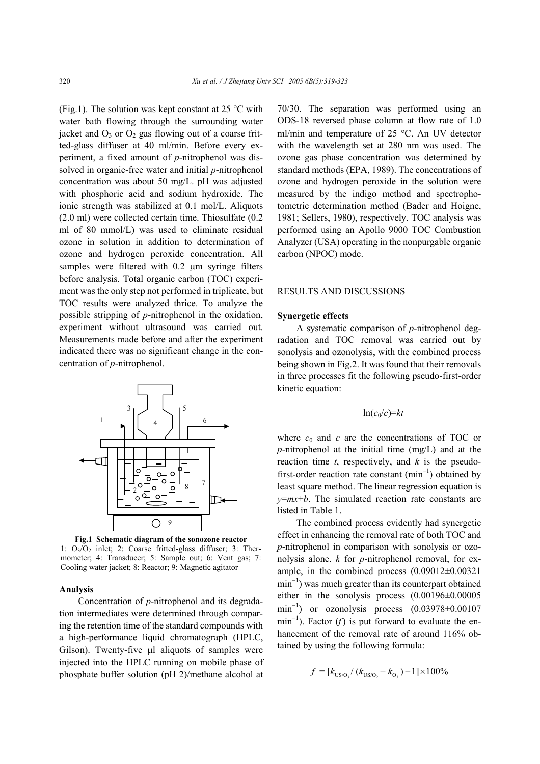(Fig.1). The solution was kept constant at 25 °C with water bath flowing through the surrounding water jacket and $O_3$ or $O_2$ gas flowing out of a coarse fritted-glass diffuser at 40 ml/min. Before every experiment, a fixed amount of *p*-nitrophenol was dissolved in organic-free water and initial *p*-nitrophenol concentration was about 50 mg/L. pH was adjusted with phosphoric acid and sodium hydroxide. The ionic strength was stabilized at 0.1 mol/L. Aliquots (2.0 ml) were collected certain time. Thiosulfate (0.2 ml of 80 mmol/L) was used to eliminate residual ozone in solution in addition to determination of ozone and hydrogen peroxide concentration. All samples were filtered with 0.2 μm syringe filters before analysis. Total organic carbon (TOC) experiment was the only step not performed in triplicate, but TOC results were analyzed thrice. To analyze the possible stripping of *p*-nitrophenol in the oxidation, experiment without ultrasound was carried out. Measurements made before and after the experiment indicated there was no significant change in the concentration of *p*-nitrophenol.

**Fig.1 Schematic diagram of the sonozone reactor**
1: $O_3$/$O_2$ inlet; 2: Coarse fritted-glass diffuser; 3: Thermometer; 4: Transducer; 5: Sample out; 6: Vent gas; 7: Cooling water jacket; 8: Reactor; 9: Magnetic agitator

### Analysis

Concentration of *p*-nitrophenol and its degradation intermediates were determined through comparing the retention time of the standard compounds with a high-performance liquid chromatograph (HPLC, Gilson). Twenty-five μl aliquots of samples were injected into the HPLC running on mobile phase of phosphate buffer solution (pH 2)/methane alcohol at 70/30. The separation was performed using an ODS-18 reversed phase column at flow rate of 1.0 ml/min and temperature of 25 °C. An UV detector with the wavelength set at 280 nm was used. The ozone gas phase concentration was determined by standard methods (EPA, 1989). The concentrations of ozone and hydrogen peroxide in the solution were measured by the indigo method and spectrophotometric determination method (Bader and Hoigne, 1981; Sellers, 1980), respectively. TOC analysis was performed using an Apollo 9000 TOC Combustion Analyzer (USA) operating in the nonpurgable organic carbon (NPOC) mode.

## RESULTS AND DISCUSSIONS

### Synergetic effects

A systematic comparison of *p*-nitrophenol degradation and TOC removal was carried out by sonolysis and ozonolysis, with the combined process being shown in Fig.2. It was found that their removals in three processes fit the following pseudo-first-order kinetic equation:

$$\ln(c_0/c)=kt$$

where $c_0$ and $c$ are the concentrations of TOC or *p*-nitrophenol at the initial time (mg/L) and at the reaction time $t$, respectively, and $k$ is the pseudo-first-order reaction rate constant ($\text{min}^{-1}$) obtained by least square method. The linear regression equation is $y=mx+b$. The simulated reaction rate constants are listed in Table 1.

The combined process evidently had synergetic effect in enhancing the removal rate of both TOC and *p*-nitrophenol in comparison with sonolysis or ozonolysis alone. $k$ for *p*-nitrophenol removal, for example, in the combined process (0.09012±0.00321 $\text{min}^{-1}$) was much greater than its counterpart obtained either in the sonolysis process (0.00196±0.00005 $\text{min}^{-1}$) or ozonolysis process (0.03978±0.00107 $\text{min}^{-1}$). Factor ($f$) is put forward to evaluate the enhancement of the removal rate of around 116% obtained by using the following formula:

$$f=[k_{\text{US/O}_3}/(k_{\text{US/O}_2}+k_{\text{O}_3})-1]\times 100\%$$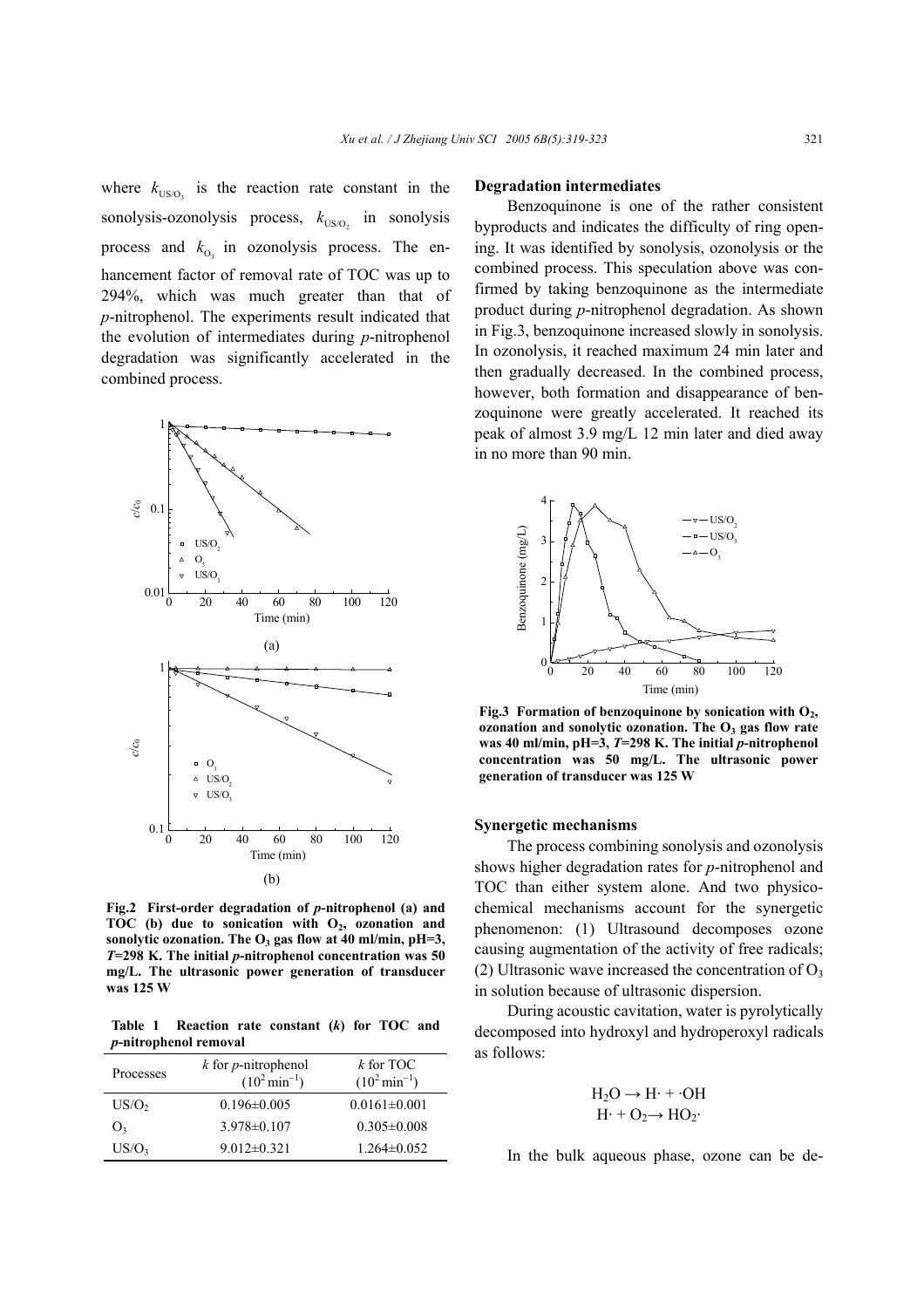where $k_{US/O_3}$ is the reaction rate constant in the sonolysis-ozonolysis process, $k_{US/O_2}$ in sonolysis process and $k_{O_3}$ in ozonolysis process. The enhancement factor of removal rate of TOC was up to 294%, which was much greater than that of *p*-nitrophenol. The experiments result indicated that the evolution of intermediates during *p*-nitrophenol degradation was significantly accelerated in the combined process.

**Fig.2 First-order degradation of *p*-nitrophenol (a) and TOC (b) due to sonication with $O_2$, ozonation and sonolytic ozonation. The $O_3$ gas flow at 40 ml/min, pH=3, *T*=298 K. The initial *p*-nitrophenol concentration was 50 mg/L. The ultrasonic power generation of transducer was 125 W**

**Table 1 Reaction rate constant (*k*) for TOC and *p*-nitrophenol removal**

| Processes | *k* for *p*-nitrophenol ($10^2$ min$^{-1}$) | *k* for TOC ($10^2$ min$^{-1}$) |
|---|---|---|
| $US/O_2$ | 0.196±0.005 | 0.0161±0.001 |
| $O_3$ | 3.978±0.107 | 0.305±0.008 |
| $US/O_3$ | 9.012±0.321 | 1.264±0.052 |

## Degradation intermediates

Benzoquinone is one of the rather consistent byproducts and indicates the difficulty of ring opening. It was identified by sonolysis, ozonolysis or the combined process. This speculation above was confirmed by taking benzoquinone as the intermediate product during *p*-nitrophenol degradation. As shown in Fig.3, benzoquinone increased slowly in sonolysis. In ozonolysis, it reached maximum 24 min later and then gradually decreased. In the combined process, however, both formation and disappearance of benzoquinone were greatly accelerated. It reached its peak of almost 3.9 mg/L 12 min later and died away in no more than 90 min.

**Fig.3 Formation of benzoquinone by sonication with $O_2$, ozonation and sonolytic ozonation. The $O_3$ gas flow rate was 40 ml/min, pH=3, *T*=298 K. The initial *p*-nitrophenol concentration was 50 mg/L. The ultrasonic power generation of transducer was 125 W**

## Synergetic mechanisms

The process combining sonolysis and ozonolysis shows higher degradation rates for *p*-nitrophenol and TOC than either system alone. And two physicochemical mechanisms account for the synergetic phenomenon: (1) Ultrasound decomposes ozone causing augmentation of the activity of free radicals; (2) Ultrasonic wave increased the concentration of $O_3$ in solution because of ultrasonic dispersion.

During acoustic cavitation, water is pyrolytically decomposed into hydroxyl and hydroperoxyl radicals as follows:

$$H_2O \rightarrow H\cdot + \cdot OH$$
$$H\cdot + O_2 \rightarrow HO_2\cdot$$

In the bulk aqueous phase, ozone can be de-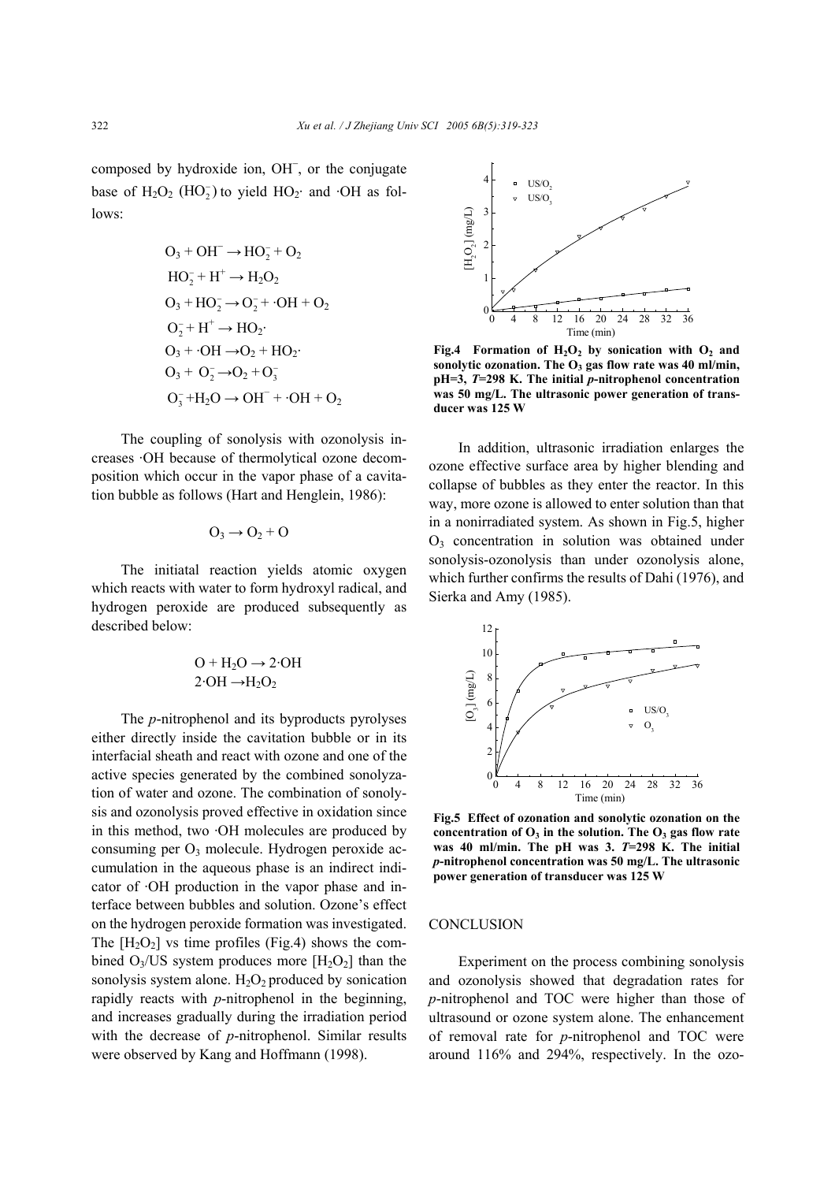composed by hydroxide ion, $OH^-$, or the conjugate base of $H_2O_2$ ($HO_2^-$) to yield $HO_2\cdot$ and $\cdot OH$ as follows:

$$O_3 + OH^- \rightarrow HO_2^- + O_2$$
$$HO_2^- + H^+ \rightarrow H_2O_2$$
$$O_3 + HO_2^- \rightarrow O_2^- + \cdot OH + O_2$$
$$O_2^- + H^+ \rightarrow HO_2\cdot$$
$$O_3 + \cdot OH \rightarrow O_2 + HO_2\cdot$$
$$O_3 + O_2^- \rightarrow O_2 + O_3^-$$
$$O_3^- + H_2O \rightarrow OH^- + \cdot OH + O_2$$

The coupling of sonolysis with ozonolysis increases $\cdot OH$ because of thermolytical ozone decomposition which occur in the vapor phase of a cavitation bubble as follows (Hart and Henglein, 1986):

$$O_3 \rightarrow O_2 + O$$

The initiatal reaction yields atomic oxygen which reacts with water to form hydroxyl radical, and hydrogen peroxide are produced subsequently as described below:

$$O + H_2O \rightarrow 2\cdot OH$$
$$2\cdot OH \rightarrow H_2O_2$$

The *p*-nitrophenol and its byproducts pyrolyses either directly inside the cavitation bubble or in its interfacial sheath and react with ozone and one of the active species generated by the combined sonolyzation of water and ozone. The combination of sonolysis and ozonolysis proved effective in oxidation since in this method, two $\cdot OH$ molecules are produced by consuming per $O_3$ molecule. Hydrogen peroxide accumulation in the aqueous phase is an indirect indicator of $\cdot OH$ production in the vapor phase and interface between bubbles and solution. Ozone's effect on the hydrogen peroxide formation was investigated. The $[H_2O_2]$ vs time profiles (Fig.4) shows the combined $O_3$/US system produces more $[H_2O_2]$ than the sonolysis system alone. $H_2O_2$ produced by sonication rapidly reacts with *p*-nitrophenol in the beginning, and increases gradually during the irradiation period with the decrease of *p*-nitrophenol. Similar results were observed by Kang and Hoffmann (1998).

**Fig.4 Formation of $H_2O_2$ by sonication with $O_2$ and sonolytic ozonation. The $O_3$ gas flow rate was 40 ml/min, pH=3, *T*=298 K. The initial *p*-nitrophenol concentration was 50 mg/L. The ultrasonic power generation of transducer was 125 W**

In addition, ultrasonic irradiation enlarges the ozone effective surface area by higher blending and collapse of bubbles as they enter the reactor. In this way, more ozone is allowed to enter solution than that in a nonirradiated system. As shown in Fig.5, higher $O_3$ concentration in solution was obtained under sonolysis-ozonolysis than under ozonolysis alone, which further confirms the results of Dahi (1976), and Sierka and Amy (1985).

**Fig.5 Effect of ozonation and sonolytic ozonation on the concentration of $O_3$ in the solution. The $O_3$ gas flow rate was 40 ml/min. The pH was 3. *T*=298 K. The initial *p*-nitrophenol concentration was 50 mg/L. The ultrasonic power generation of transducer was 125 W**

## CONCLUSION

Experiment on the process combining sonolysis and ozonolysis showed that degradation rates for *p*-nitrophenol and TOC were higher than those of ultrasound or ozone system alone. The enhancement of removal rate for *p*-nitrophenol and TOC were around 116% and 294%, respectively. In the ozo-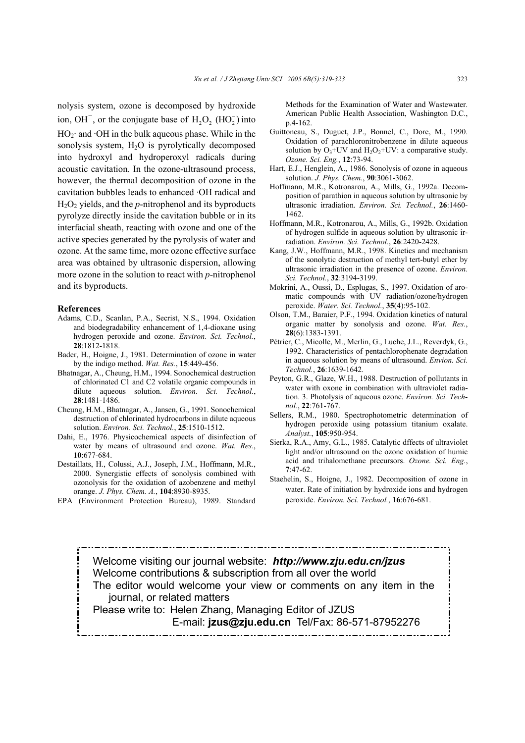nolysis system, ozone is decomposed by hydroxide ion, $OH^-$, or the conjugate base of $H_2O_2$ ($HO_2^-$) into $HO_2\cdot$ and $\cdot OH$ in the bulk aqueous phase. While in the sonolysis system, $H_2O$ is pyrolytically decomposed into hydroxyl and hydroperoxyl radicals during acoustic cavitation. In the ozone-ultrasound process, however, the thermal decomposition of ozone in the cavitation bubbles leads to enhanced $\cdot OH$ radical and $H_2O_2$ yields, and the *p*-nitrophenol and its byproducts pyrolyze directly inside the cavitation bubble or in its interfacial sheath, reacting with ozone and one of the active species generated by the pyrolysis of water and ozone. At the same time, more ozone effective surface area was obtained by ultrasonic dispersion, allowing more ozone in the solution to react with *p*-nitrophenol and its byproducts.

## References

Adams, C.D., Scanlan, P.A., Secrist, N.S., 1994. Oxidation and biodegradability enhancement of 1,4-dioxane using hydrogen peroxide and ozone. *Environ. Sci. Technol.*, **28**:1812-1818.

Bader, H., Hoigne, J., 1981. Determination of ozone in water by the indigo method. *Wat. Res.*, **15**:449-456.

Bhatnagar, A., Cheung, H.M., 1994. Sonochemical destruction of chlorinated C1 and C2 volatile organic compounds in dilute aqueous solution. *Environ. Sci. Technol.*, **28**:1481-1486.

Cheung, H.M., Bhatnagar, A., Jansen, G., 1991. Sonochemical destruction of chlorinated hydrocarbons in dilute aqueous solution. *Environ. Sci. Technol.*, **25**:1510-1512.

Dahi, E., 1976. Physicochemical aspects of disinfection of water by means of ultrasound and ozone. *Wat. Res.*, **10**:677-684.

Destaillats, H., Colussi, A.J., Joseph, J.M., Hoffmann, M.R., 2000. Synergistic effects of sonolysis combined with ozonolysis for the oxidation of azobenzene and methyl orange. *J. Phys. Chem. A.*, **104**:8930-8935.

EPA (Environment Protection Bureau), 1989. Standard Methods for the Examination of Water and Wastewater. American Public Health Association, Washington D.C., p.4-162.

Guittoneau, S., Duguet, J.P., Bonnel, C., Dore, M., 1990. Oxidation of parachloronitrobenzene in dilute aqueous solution by $O_3$+UV and $H_2O_2$+UV: a comparative study. *Ozone. Sci. Eng.*, **12**:73-94.

Hart, E.J., Henglein, A., 1986. Sonolysis of ozone in aqueous solution. *J. Phys. Chem.*, **90**:3061-3062.

Hoffmann, M.R., Kotronarou, A., Mills, G., 1992a. Decomposition of parathion in aqueous solution by ultrasonic by ultrasonic irradiation. *Environ. Sci. Technol.*, **26**:1460-1462.

Hoffmann, M.R., Kotronarou, A., Mills, G., 1992b. Oxidation of hydrogen sulfide in aqueous solution by ultrasonic irradiation. *Environ. Sci. Technol.*, **26**:2420-2428.

Kang, J.W., Hoffmann, M.R., 1998. Kinetics and mechanism of the sonolytic destruction of methyl tert-butyl ether by ultrasonic irradiation in the presence of ozone. *Environ. Sci. Technol.*, **32**:3194-3199.

Mokrini, A., Oussi, D., Esplugas, S., 1997. Oxidation of aromatic compounds with UV radiation/ozone/hydrogen peroxide. *Water. Sci. Technol.*, **35**(4):95-102.

Olson, T.M., Baraier, P.F., 1994. Oxidation kinetics of natural organic matter by sonolysis and ozone. *Wat. Res.*, **28**(6):1383-1391.

Pétrier, C., Micolle, M., Merlin, G., Luche, J.L., Reverdyk, G., 1992. Characteristics of pentachlorophenate degradation in aqueous solution by means of ultrasound. *Envion. Sci. Technol.*, **26**:1639-1642.

Peyton, G.R., Glaze, W.H., 1988. Destruction of pollutants in water with oxone in combination with ultraviolet radiation. 3. Photolysis of aqueous ozone. *Environ. Sci. Technol.*, **22**:761-767.

Sellers, R.M., 1980. Spectrophotometric determination of hydrogen peroxide using potassium titanium oxalate. *Analyst.*, **105**:950-954.

Sierka, R.A., Amy, G.L., 1985. Catalytic dffects of ultraviolet light and/or ultrasound on the ozone oxidation of humic acid and trihalomethane precursors. *Ozone. Sci. Eng.*, **7**:47-62.

Staehelin, S., Hoigne, J., 1982. Decomposition of ozone in water. Rate of initiation by hydroxide ions and hydrogen peroxide. *Environ. Sci. Technol.*, **16**:676-681.

Welcome visiting our journal website: ***http://www.zju.edu.cn/jzus***
Welcome contributions & subscription from all over the world
The editor would welcome your view or comments on any item in the journal, or related matters
Please write to: Helen Zhang, Managing Editor of JZUS
E-mail: **jzus@zju.edu.cn** Tel/Fax: 86-571-87952276